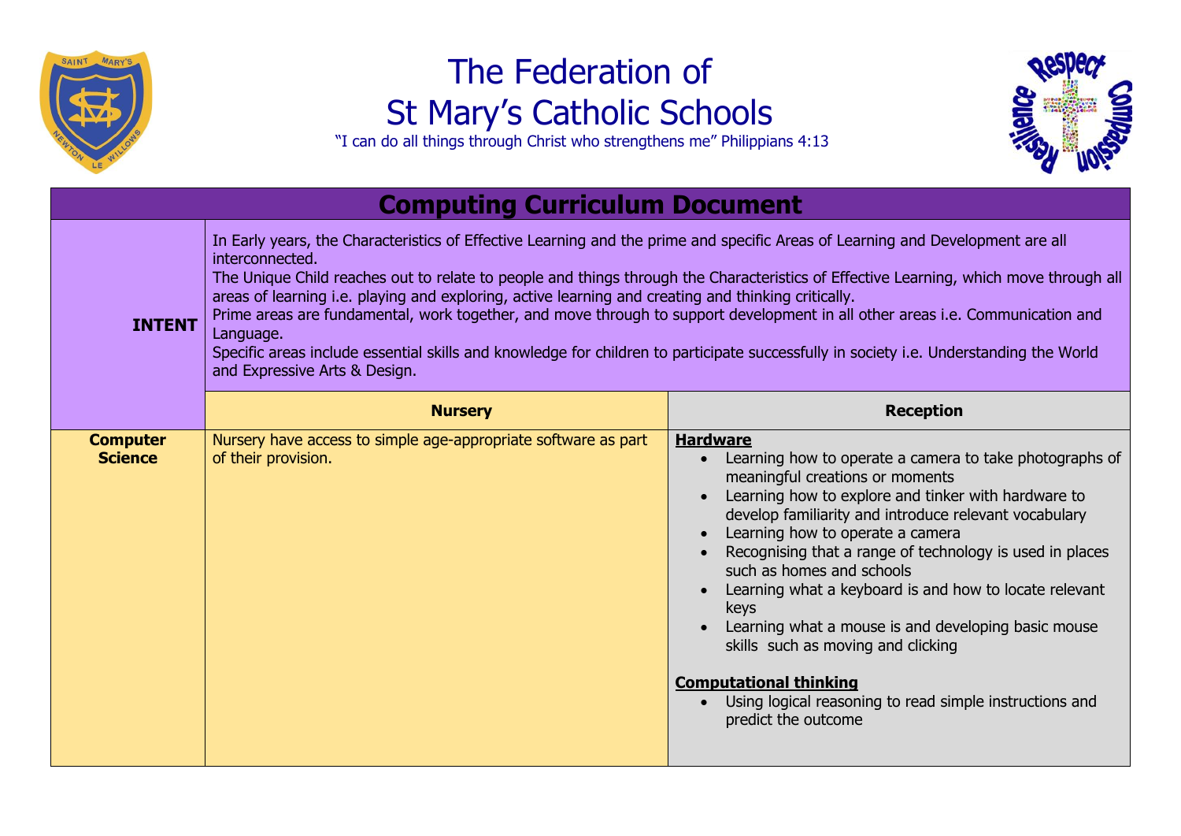# The Federation of St Mary's Catholic Schools

"I can do all things through Christ who strengthens me" Philippians 4:13

## Computing Curriculum Document

| **INTENT** | In Early years, the Characteristics of Effective Learning and the prime and specific Areas of Learning and Development are all interconnected.<br>The Unique Child reaches out to relate to people and things through the Characteristics of Effective Learning, which move through all areas of learning i.e. playing and exploring, active learning and creating and thinking critically.<br>Prime areas are fundamental, work together, and move through to support development in all other areas i.e. Communication and Language.<br>Specific areas include essential skills and knowledge for children to participate successfully in society i.e. Understanding the World and Expressive Arts & Design. | |
|---|---|---|
| | **Nursery** | **Reception** |
| **Computer Science** | Nursery have access to simple age-appropriate software as part of their provision. | **Hardware**<br>• Learning how to operate a camera to take photographs of meaningful creations or moments<br>• Learning how to explore and tinker with hardware to develop familiarity and introduce relevant vocabulary<br>• Learning how to operate a camera<br>• Recognising that a range of technology is used in places such as homes and schools<br>• Learning what a keyboard is and how to locate relevant keys<br>• Learning what a mouse is and developing basic mouse skills such as moving and clicking<br><br>**Computational thinking**<br>• Using logical reasoning to read simple instructions and predict the outcome |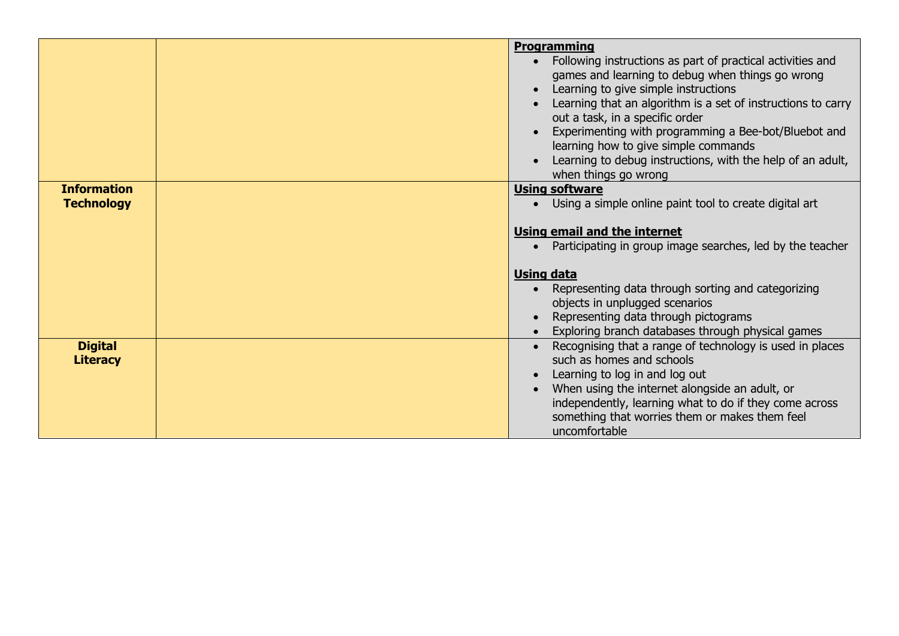| | | |
|---|---|---|
| | | **Programming**<br>• Following instructions as part of practical activities and games and learning to debug when things go wrong<br>• Learning to give simple instructions<br>• Learning that an algorithm is a set of instructions to carry out a task, in a specific order<br>• Experimenting with programming a Bee-bot/Bluebot and learning how to give simple commands<br>• Learning to debug instructions, with the help of an adult, when things go wrong |
| **Information Technology** | | **Using software**<br>• Using a simple online paint tool to create digital art<br><br>**Using email and the internet**<br>• Participating in group image searches, led by the teacher<br><br>**Using data**<br>• Representing data through sorting and categorizing objects in unplugged scenarios<br>• Representing data through pictograms<br>• Exploring branch databases through physical games |
| **Digital Literacy** | | • Recognising that a range of technology is used in places such as homes and schools<br>• Learning to log in and log out<br>• When using the internet alongside an adult, or independently, learning what to do if they come across something that worries them or makes them feel uncomfortable |